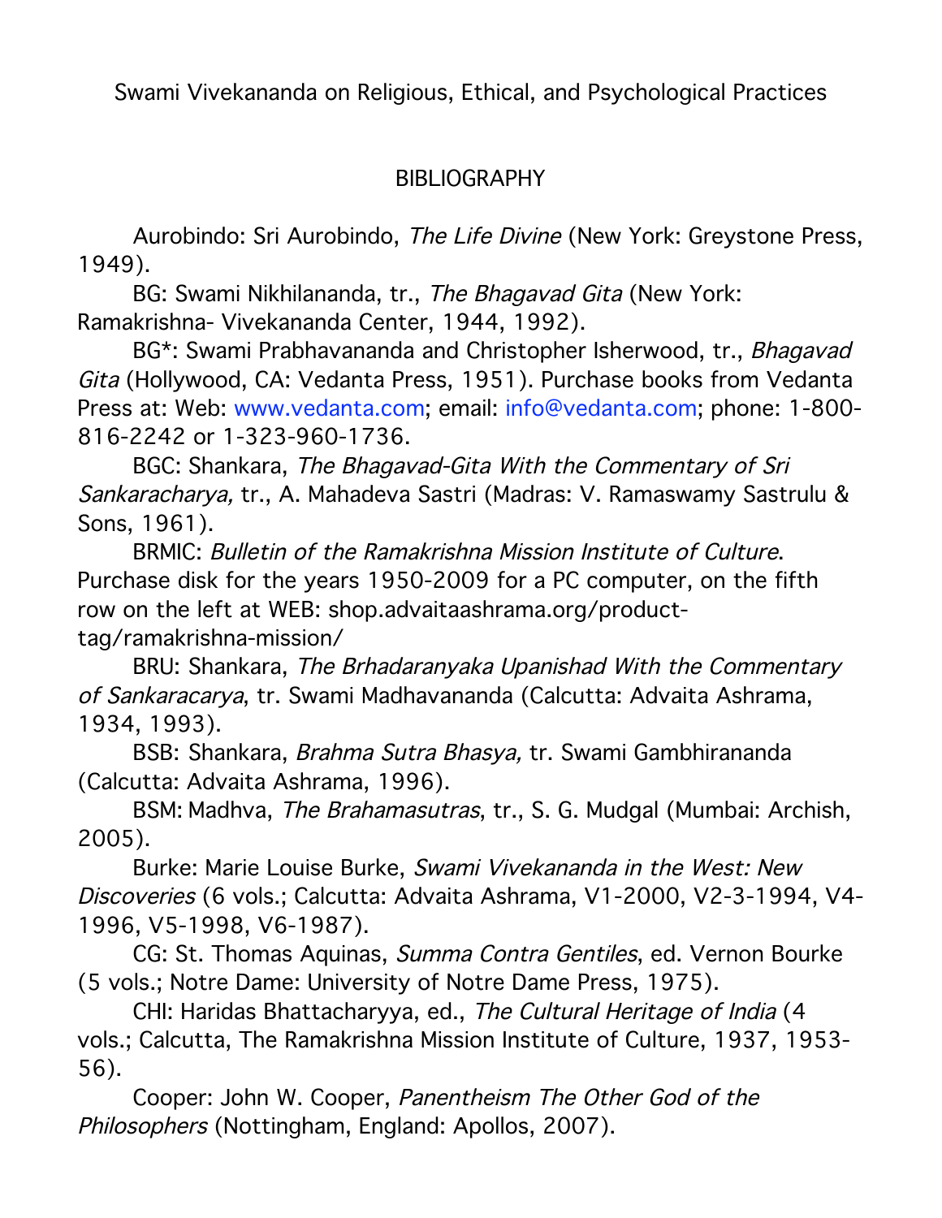Swami Vivekananda on Religious, Ethical, and Psychological Practices

## BIBLIOGRAPHY

Aurobindo: Sri Aurobindo, *The Life Divine* (New York: Greystone Press, 1949).

BG: Swami Nikhilananda, tr., *The Bhagavad Gita* (New York: Ramakrishna- Vivekananda Center, 1944, 1992).

BG*: Swami Prabhavananda and Christopher Isherwood, tr., *Bhagavad Gita* (Hollywood, CA: Vedanta Press, 1951). Purchase books from Vedanta Press at: Web: www.vedanta.com; email: info@vedanta.com; phone: 1-800-816-2242 or 1-323-960-1736.

BGC: Shankara, *The Bhagavad-Gita With the Commentary of Sri Sankaracharya,* tr., A. Mahadeva Sastri (Madras: V. Ramaswamy Sastrulu & Sons, 1961).

BRMIC: *Bulletin of the Ramakrishna Mission Institute of Culture*. Purchase disk for the years 1950-2009 for a PC computer, on the fifth row on the left at WEB: shop.advaitaashrama.org/product-tag/ramakrishna-mission/

BRU: Shankara, *The Brhadaranyaka Upanishad With the Commentary of Sankaracarya*, tr. Swami Madhavananda (Calcutta: Advaita Ashrama, 1934, 1993).

BSB: Shankara, *Brahma Sutra Bhasya,* tr. Swami Gambhirananda (Calcutta: Advaita Ashrama, 1996).

BSM: Madhva, *The Brahamasutras*, tr., S. G. Mudgal (Mumbai: Archish, 2005).

Burke: Marie Louise Burke, *Swami Vivekananda in the West: New Discoveries* (6 vols.; Calcutta: Advaita Ashrama, V1-2000, V2-3-1994, V4-1996, V5-1998, V6-1987).

CG: St. Thomas Aquinas, *Summa Contra Gentiles*, ed. Vernon Bourke (5 vols.; Notre Dame: University of Notre Dame Press, 1975).

CHI: Haridas Bhattacharyya, ed., *The Cultural Heritage of India* (4 vols.; Calcutta, The Ramakrishna Mission Institute of Culture, 1937, 1953-56).

Cooper: John W. Cooper, *Panentheism The Other God of the Philosophers* (Nottingham, England: Apollos, 2007).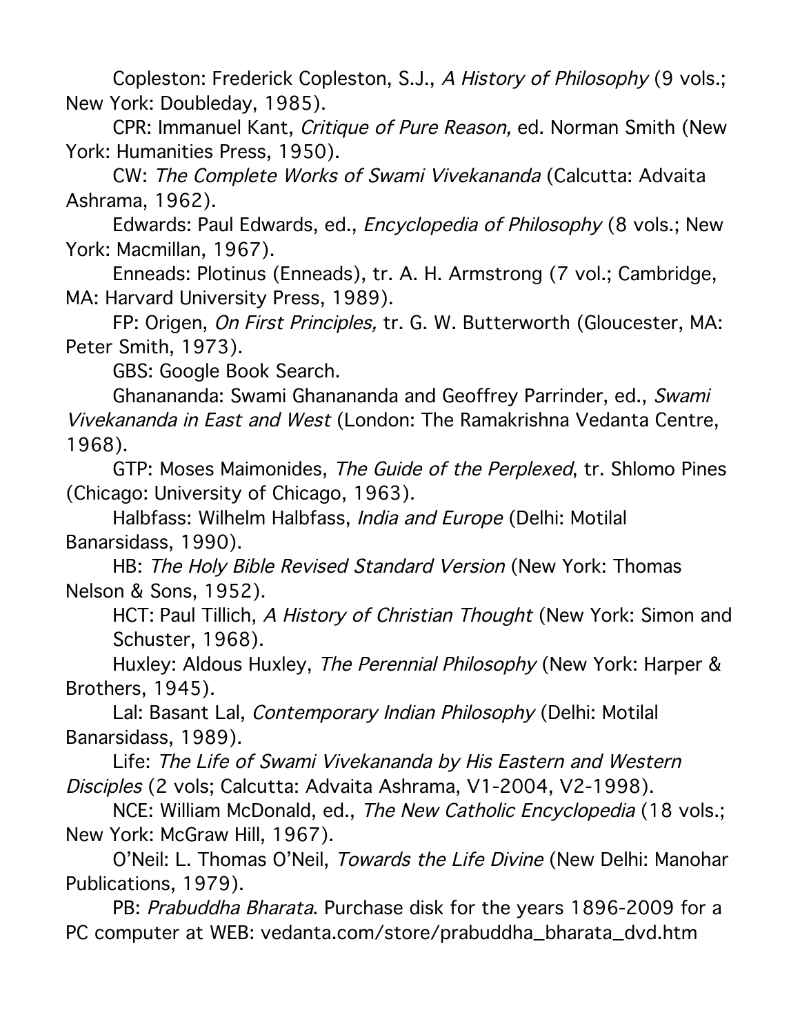Copleston: Frederick Copleston, S.J., *A History of Philosophy* (9 vols.; New York: Doubleday, 1985).

CPR: Immanuel Kant, *Critique of Pure Reason,* ed. Norman Smith (New York: Humanities Press, 1950).

CW: *The Complete Works of Swami Vivekananda* (Calcutta: Advaita Ashrama, 1962).

Edwards: Paul Edwards, ed., *Encyclopedia of Philosophy* (8 vols.; New York: Macmillan, 1967).

Enneads: Plotinus (Enneads), tr. A. H. Armstrong (7 vol.; Cambridge, MA: Harvard University Press, 1989).

FP: Origen, *On First Principles,* tr. G. W. Butterworth (Gloucester, MA: Peter Smith, 1973).

GBS: Google Book Search.

Ghanananda: Swami Ghanananda and Geoffrey Parrinder, ed., *Swami Vivekananda in East and West* (London: The Ramakrishna Vedanta Centre, 1968).

GTP: Moses Maimonides, *The Guide of the Perplexed*, tr. Shlomo Pines (Chicago: University of Chicago, 1963).

Halbfass: Wilhelm Halbfass, *India and Europe* (Delhi: Motilal Banarsidass, 1990).

HB: *The Holy Bible Revised Standard Version* (New York: Thomas Nelson & Sons, 1952).

HCT: Paul Tillich, *A History of Christian Thought* (New York: Simon and Schuster, 1968).

Huxley: Aldous Huxley, *The Perennial Philosophy* (New York: Harper & Brothers, 1945).

Lal: Basant Lal, *Contemporary Indian Philosophy* (Delhi: Motilal Banarsidass, 1989).

Life: *The Life of Swami Vivekananda by His Eastern and Western Disciples* (2 vols; Calcutta: Advaita Ashrama, V1-2004, V2-1998).

NCE: William McDonald, ed., *The New Catholic Encyclopedia* (18 vols.; New York: McGraw Hill, 1967).

O'Neil: L. Thomas O'Neil, *Towards the Life Divine* (New Delhi: Manohar Publications, 1979).

PB: *Prabuddha Bharata*. Purchase disk for the years 1896-2009 for a PC computer at WEB: vedanta.com/store/prabuddha_bharata_dvd.htm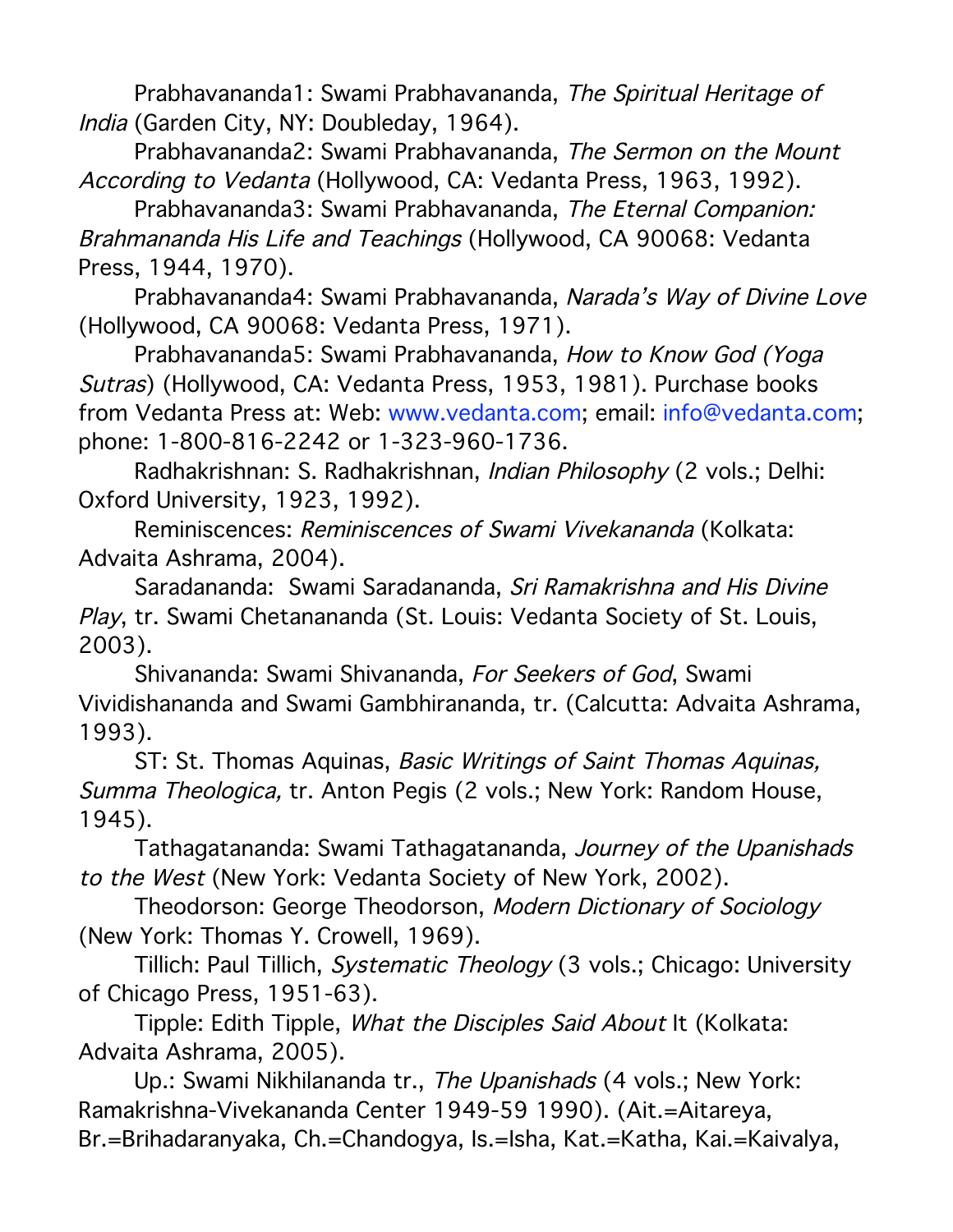Prabhavananda1: Swami Prabhavananda, *The Spiritual Heritage of India* (Garden City, NY: Doubleday, 1964).

Prabhavananda2: Swami Prabhavananda, *The Sermon on the Mount According to Vedanta* (Hollywood, CA: Vedanta Press, 1963, 1992).

Prabhavananda3: Swami Prabhavananda, *The Eternal Companion: Brahmananda His Life and Teachings* (Hollywood, CA 90068: Vedanta Press, 1944, 1970).

Prabhavananda4: Swami Prabhavananda, *Narada's Way of Divine Love* (Hollywood, CA 90068: Vedanta Press, 1971).

Prabhavananda5: Swami Prabhavananda, *How to Know God (Yoga Sutras*) (Hollywood, CA: Vedanta Press, 1953, 1981). Purchase books from Vedanta Press at: Web: www.vedanta.com; email: info@vedanta.com; phone: 1-800-816-2242 or 1-323-960-1736.

Radhakrishnan: S. Radhakrishnan, *Indian Philosophy* (2 vols.; Delhi: Oxford University, 1923, 1992).

Reminiscences: *Reminiscences of Swami Vivekananda* (Kolkata: Advaita Ashrama, 2004).

Saradananda: Swami Saradananda, *Sri Ramakrishna and His Divine Play*, tr. Swami Chetanananda (St. Louis: Vedanta Society of St. Louis, 2003).

Shivananda: Swami Shivananda, *For Seekers of God*, Swami Vividishananda and Swami Gambhirananda, tr. (Calcutta: Advaita Ashrama, 1993).

ST: St. Thomas Aquinas, *Basic Writings of Saint Thomas Aquinas, Summa Theologica,* tr. Anton Pegis (2 vols.; New York: Random House, 1945).

Tathagatananda: Swami Tathagatananda, *Journey of the Upanishads to the West* (New York: Vedanta Society of New York, 2002).

Theodorson: George Theodorson, *Modern Dictionary of Sociology* (New York: Thomas Y. Crowell, 1969).

Tillich: Paul Tillich, *Systematic Theology* (3 vols.; Chicago: University of Chicago Press, 1951-63).

Tipple: Edith Tipple, *What the Disciples Said About* It (Kolkata: Advaita Ashrama, 2005).

Up.: Swami Nikhilananda tr., *The Upanishads* (4 vols.; New York: Ramakrishna-Vivekananda Center 1949-59 1990). (Ait.=Aitareya, Br.=Brihadaranyaka, Ch.=Chandogya, Is.=Isha, Kat.=Katha, Kai.=Kaivalya,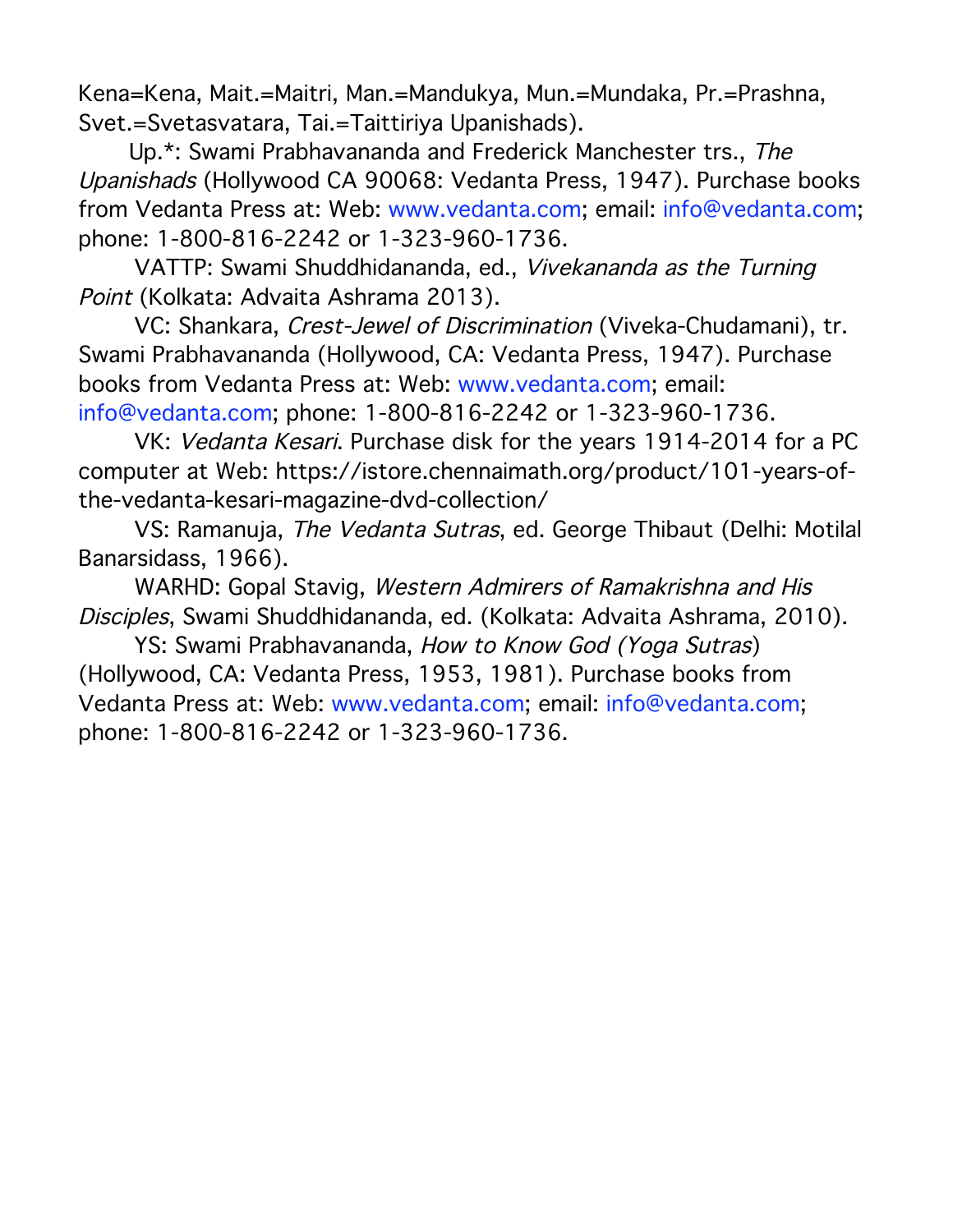Kena=Kena, Mait.=Maitri, Man.=Mandukya, Mun.=Mundaka, Pr.=Prashna, Svet.=Svetasvatara, Tai.=Taittiriya Upanishads).

Up.*: Swami Prabhavananda and Frederick Manchester trs., *The Upanishads* (Hollywood CA 90068: Vedanta Press, 1947). Purchase books from Vedanta Press at: Web: www.vedanta.com; email: info@vedanta.com; phone: 1-800-816-2242 or 1-323-960-1736.

VATTP: Swami Shuddhidananda, ed., *Vivekananda as the Turning Point* (Kolkata: Advaita Ashrama 2013).

VC: Shankara, *Crest-Jewel of Discrimination* (Viveka-Chudamani), tr. Swami Prabhavananda (Hollywood, CA: Vedanta Press, 1947). Purchase books from Vedanta Press at: Web: www.vedanta.com; email: info@vedanta.com; phone: 1-800-816-2242 or 1-323-960-1736.

VK: *Vedanta Kesari*. Purchase disk for the years 1914-2014 for a PC computer at Web: https://istore.chennaimath.org/product/101-years-of-the-vedanta-kesari-magazine-dvd-collection/

VS: Ramanuja, *The Vedanta Sutras*, ed. George Thibaut (Delhi: Motilal Banarsidass, 1966).

WARHD: Gopal Stavig, *Western Admirers of Ramakrishna and His Disciples*, Swami Shuddhidananda, ed. (Kolkata: Advaita Ashrama, 2010).

YS: Swami Prabhavananda, *How to Know God (Yoga Sutras)* (Hollywood, CA: Vedanta Press, 1953, 1981). Purchase books from Vedanta Press at: Web: www.vedanta.com; email: info@vedanta.com; phone: 1-800-816-2242 or 1-323-960-1736.